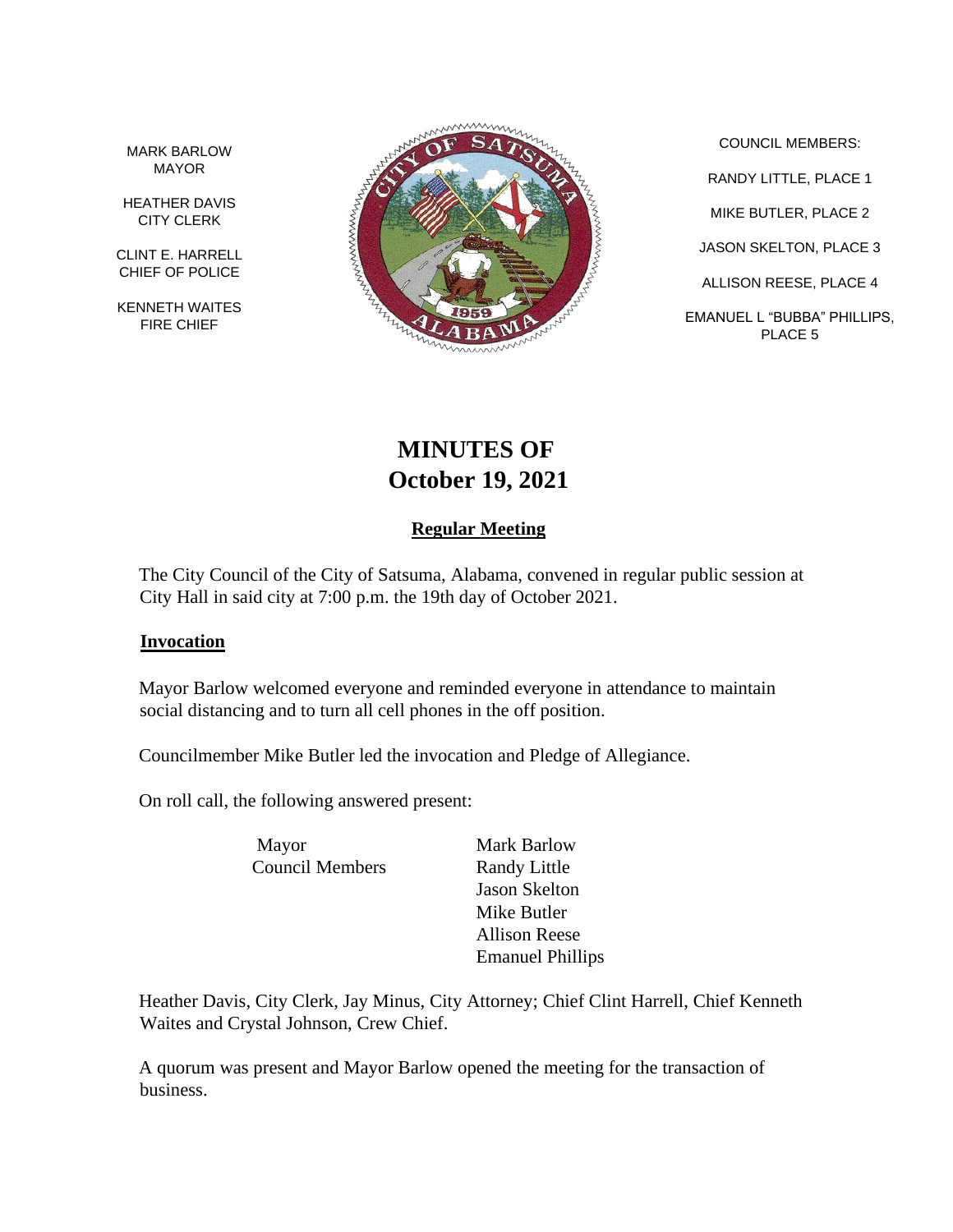MARK BARLOW
MAYOR

HEATHER DAVIS
CITY CLERK

CLINT E. HARRELL
CHIEF OF POLICE

KENNETH WAITES
FIRE CHIEF

COUNCIL MEMBERS:

RANDY LITTLE, PLACE 1

MIKE BUTLER, PLACE 2

JASON SKELTON, PLACE 3

ALLISON REESE, PLACE 4

EMANUEL L "BUBBA" PHILLIPS, PLACE 5

# MINUTES OF
# October 19, 2021

## Regular Meeting

The City Council of the City of Satsuma, Alabama, convened in regular public session at City Hall in said city at 7:00 p.m. the 19th day of October 2021.

### Invocation

Mayor Barlow welcomed everyone and reminded everyone in attendance to maintain social distancing and to turn all cell phones in the off position.

Councilmember Mike Butler led the invocation and Pledge of Allegiance.

On roll call, the following answered present:

| | |
|---|---|
| Mayor | Mark Barlow |
| Council Members | Randy Little |
| | Jason Skelton |
| | Mike Butler |
| | Allison Reese |
| | Emanuel Phillips |

Heather Davis, City Clerk, Jay Minus, City Attorney; Chief Clint Harrell, Chief Kenneth Waites and Crystal Johnson, Crew Chief.

A quorum was present and Mayor Barlow opened the meeting for the transaction of business.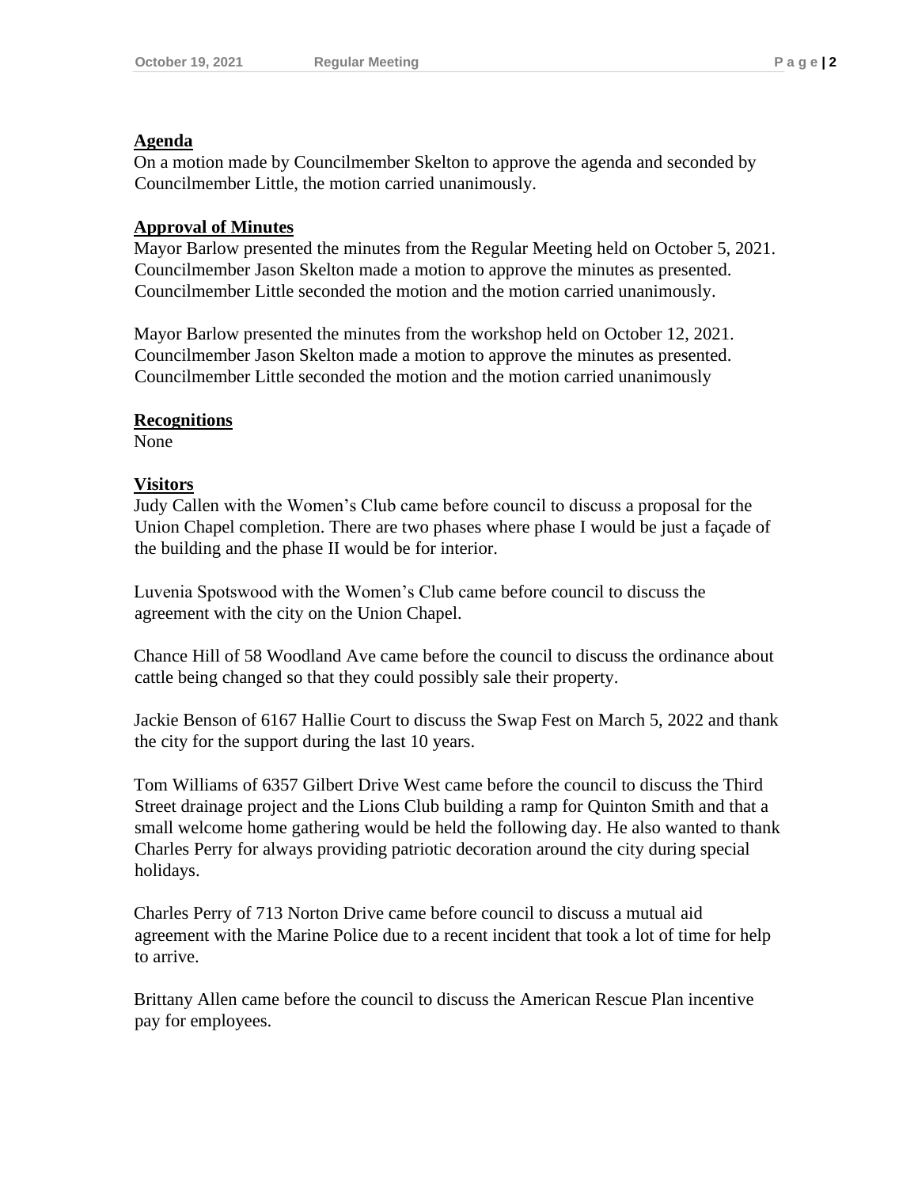**Agenda**

On a motion made by Councilmember Skelton to approve the agenda and seconded by Councilmember Little, the motion carried unanimously.

**Approval of Minutes**

Mayor Barlow presented the minutes from the Regular Meeting held on October 5, 2021. Councilmember Jason Skelton made a motion to approve the minutes as presented. Councilmember Little seconded the motion and the motion carried unanimously.

Mayor Barlow presented the minutes from the workshop held on October 12, 2021. Councilmember Jason Skelton made a motion to approve the minutes as presented. Councilmember Little seconded the motion and the motion carried unanimously

**Recognitions**

None

**Visitors**

Judy Callen with the Women's Club came before council to discuss a proposal for the Union Chapel completion. There are two phases where phase I would be just a façade of the building and the phase II would be for interior.

Luvenia Spotswood with the Women's Club came before council to discuss the agreement with the city on the Union Chapel.

Chance Hill of 58 Woodland Ave came before the council to discuss the ordinance about cattle being changed so that they could possibly sale their property.

Jackie Benson of 6167 Hallie Court to discuss the Swap Fest on March 5, 2022 and thank the city for the support during the last 10 years.

Tom Williams of 6357 Gilbert Drive West came before the council to discuss the Third Street drainage project and the Lions Club building a ramp for Quinton Smith and that a small welcome home gathering would be held the following day. He also wanted to thank Charles Perry for always providing patriotic decoration around the city during special holidays.

Charles Perry of 713 Norton Drive came before council to discuss a mutual aid agreement with the Marine Police due to a recent incident that took a lot of time for help to arrive.

Brittany Allen came before the council to discuss the American Rescue Plan incentive pay for employees.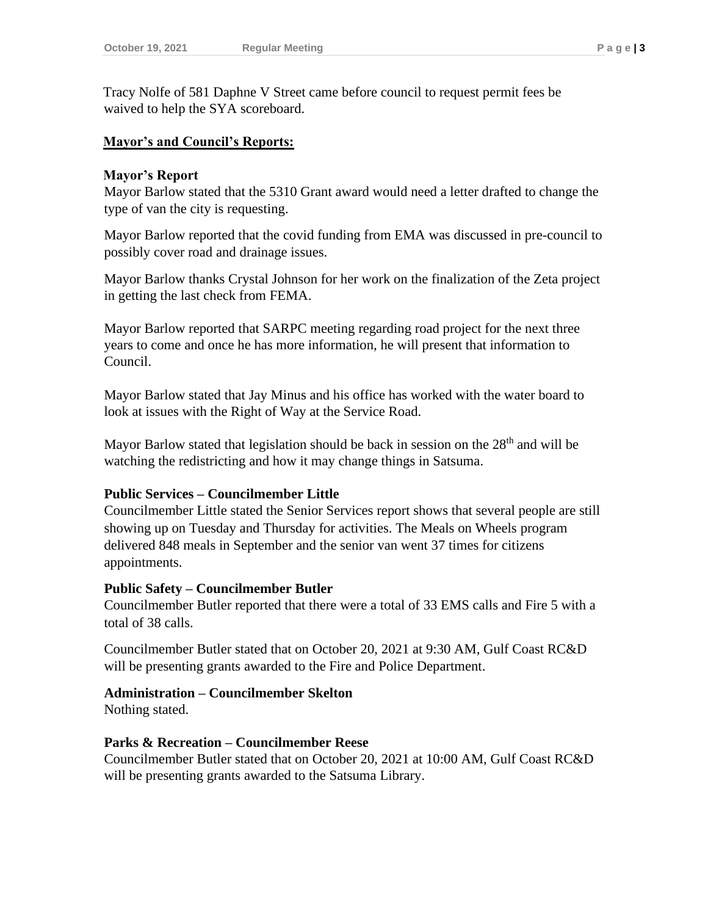Tracy Nolfe of 581 Daphne V Street came before council to request permit fees be waived to help the SYA scoreboard.

## Mayor's and Council's Reports:

### Mayor's Report

Mayor Barlow stated that the 5310 Grant award would need a letter drafted to change the type of van the city is requesting.

Mayor Barlow reported that the covid funding from EMA was discussed in pre-council to possibly cover road and drainage issues.

Mayor Barlow thanks Crystal Johnson for her work on the finalization of the Zeta project in getting the last check from FEMA.

Mayor Barlow reported that SARPC meeting regarding road project for the next three years to come and once he has more information, he will present that information to Council.

Mayor Barlow stated that Jay Minus and his office has worked with the water board to look at issues with the Right of Way at the Service Road.

Mayor Barlow stated that legislation should be back in session on the 28th and will be watching the redistricting and how it may change things in Satsuma.

### Public Services – Councilmember Little

Councilmember Little stated the Senior Services report shows that several people are still showing up on Tuesday and Thursday for activities. The Meals on Wheels program delivered 848 meals in September and the senior van went 37 times for citizens appointments.

### Public Safety – Councilmember Butler

Councilmember Butler reported that there were a total of 33 EMS calls and Fire 5 with a total of 38 calls.

Councilmember Butler stated that on October 20, 2021 at 9:30 AM, Gulf Coast RC&D will be presenting grants awarded to the Fire and Police Department.

### Administration – Councilmember Skelton

Nothing stated.

### Parks & Recreation – Councilmember Reese

Councilmember Butler stated that on October 20, 2021 at 10:00 AM, Gulf Coast RC&D will be presenting grants awarded to the Satsuma Library.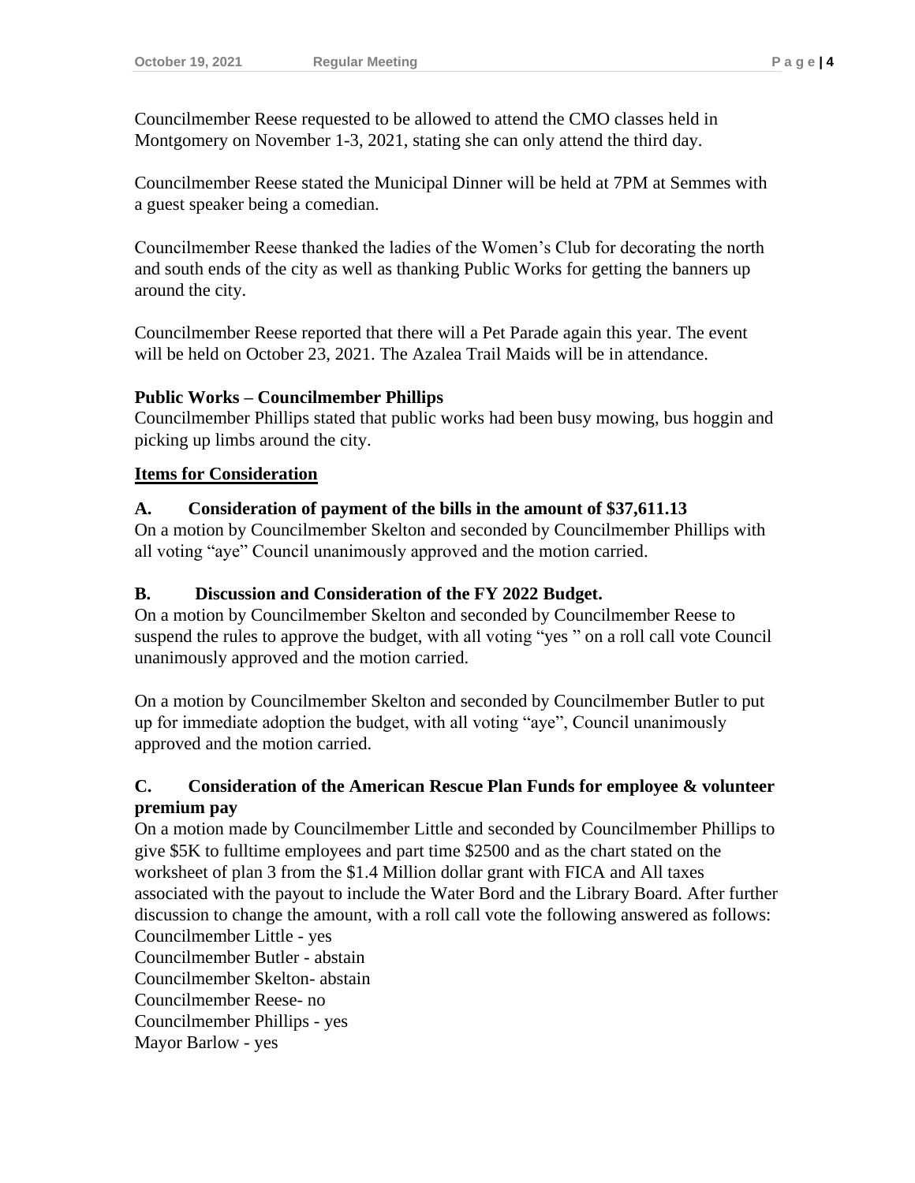Councilmember Reese requested to be allowed to attend the CMO classes held in Montgomery on November 1-3, 2021, stating she can only attend the third day.

Councilmember Reese stated the Municipal Dinner will be held at 7PM at Semmes with a guest speaker being a comedian.

Councilmember Reese thanked the ladies of the Women's Club for decorating the north and south ends of the city as well as thanking Public Works for getting the banners up around the city.

Councilmember Reese reported that there will a Pet Parade again this year. The event will be held on October 23, 2021. The Azalea Trail Maids will be in attendance.

**Public Works – Councilmember Phillips**
Councilmember Phillips stated that public works had been busy mowing, bus hoggin and picking up limbs around the city.

**Items for Consideration**

**A. Consideration of payment of the bills in the amount of $37,611.13**
On a motion by Councilmember Skelton and seconded by Councilmember Phillips with all voting "aye" Council unanimously approved and the motion carried.

**B. Discussion and Consideration of the FY 2022 Budget.**
On a motion by Councilmember Skelton and seconded by Councilmember Reese to suspend the rules to approve the budget, with all voting "yes " on a roll call vote Council unanimously approved and the motion carried.

On a motion by Councilmember Skelton and seconded by Councilmember Butler to put up for immediate adoption the budget, with all voting "aye", Council unanimously approved and the motion carried.

**C. Consideration of the American Rescue Plan Funds for employee & volunteer premium pay**
On a motion made by Councilmember Little and seconded by Councilmember Phillips to give $5K to fulltime employees and part time $2500 and as the chart stated on the worksheet of plan 3 from the $1.4 Million dollar grant with FICA and All taxes associated with the payout to include the Water Bord and the Library Board. After further discussion to change the amount, with a roll call vote the following answered as follows:
Councilmember Little - yes
Councilmember Butler - abstain
Councilmember Skelton- abstain
Councilmember Reese- no
Councilmember Phillips - yes
Mayor Barlow - yes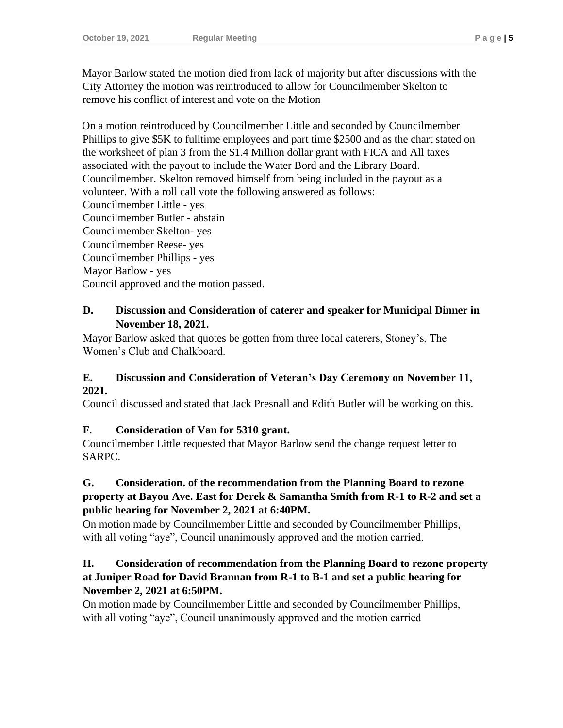Mayor Barlow stated the motion died from lack of majority but after discussions with the City Attorney the motion was reintroduced to allow for Councilmember Skelton to remove his conflict of interest and vote on the Motion

On a motion reintroduced by Councilmember Little and seconded by Councilmember Phillips to give $5K to fulltime employees and part time $2500 and as the chart stated on the worksheet of plan 3 from the $1.4 Million dollar grant with FICA and All taxes associated with the payout to include the Water Bord and the Library Board. Councilmember. Skelton removed himself from being included in the payout as a volunteer. With a roll call vote the following answered as follows:
Councilmember Little - yes
Councilmember Butler - abstain
Councilmember Skelton- yes
Councilmember Reese- yes
Councilmember Phillips - yes
Mayor Barlow - yes
Council approved and the motion passed.

**D. Discussion and Consideration of caterer and speaker for Municipal Dinner in November 18, 2021.**

Mayor Barlow asked that quotes be gotten from three local caterers, Stoney's, The Women's Club and Chalkboard.

**E. Discussion and Consideration of Veteran's Day Ceremony on November 11, 2021.**

Council discussed and stated that Jack Presnall and Edith Butler will be working on this.

**F. Consideration of Van for 5310 grant.**

Councilmember Little requested that Mayor Barlow send the change request letter to SARPC.

**G. Consideration. of the recommendation from the Planning Board to rezone property at Bayou Ave. East for Derek & Samantha Smith from R-1 to R-2 and set a public hearing for November 2, 2021 at 6:40PM.**

On motion made by Councilmember Little and seconded by Councilmember Phillips, with all voting "aye", Council unanimously approved and the motion carried.

**H. Consideration of recommendation from the Planning Board to rezone property at Juniper Road for David Brannan from R-1 to B-1 and set a public hearing for November 2, 2021 at 6:50PM.**

On motion made by Councilmember Little and seconded by Councilmember Phillips, with all voting "aye", Council unanimously approved and the motion carried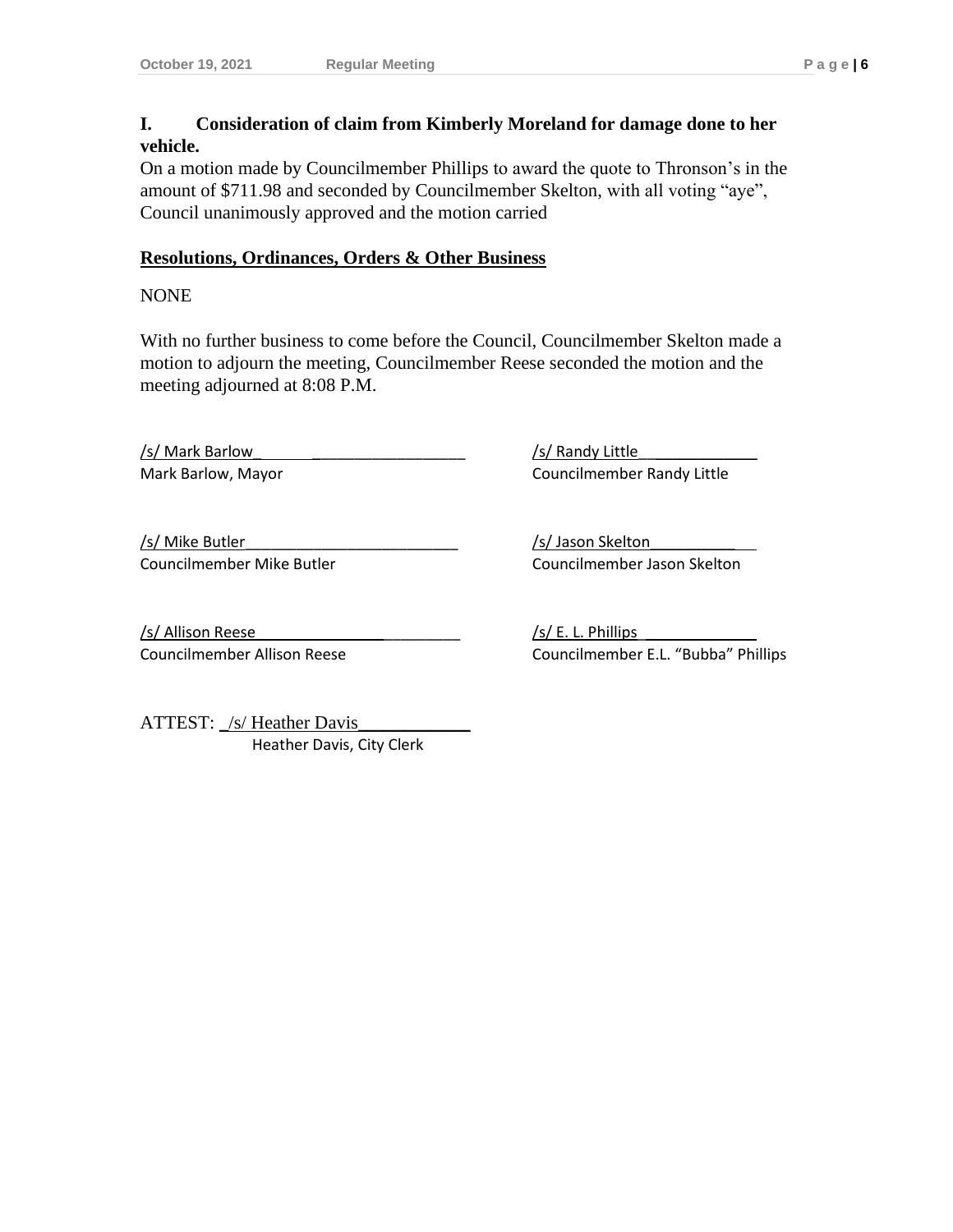**I. Consideration of claim from Kimberly Moreland for damage done to her vehicle.**

On a motion made by Councilmember Phillips to award the quote to Thronson's in the amount of $711.98 and seconded by Councilmember Skelton, with all voting "aye", Council unanimously approved and the motion carried

**Resolutions, Ordinances, Orders & Other Business**

NONE

With no further business to come before the Council, Councilmember Skelton made a motion to adjourn the meeting, Councilmember Reese seconded the motion and the meeting adjourned at 8:08 P.M.

/s/ Mark Barlow
Mark Barlow, Mayor

/s/ Randy Little
Councilmember Randy Little

/s/ Mike Butler
Councilmember Mike Butler

/s/ Jason Skelton
Councilmember Jason Skelton

/s/ Allison Reese
Councilmember Allison Reese

/s/ E. L. Phillips
Councilmember E.L. "Bubba" Phillips

ATTEST: /s/ Heather Davis
Heather Davis, City Clerk